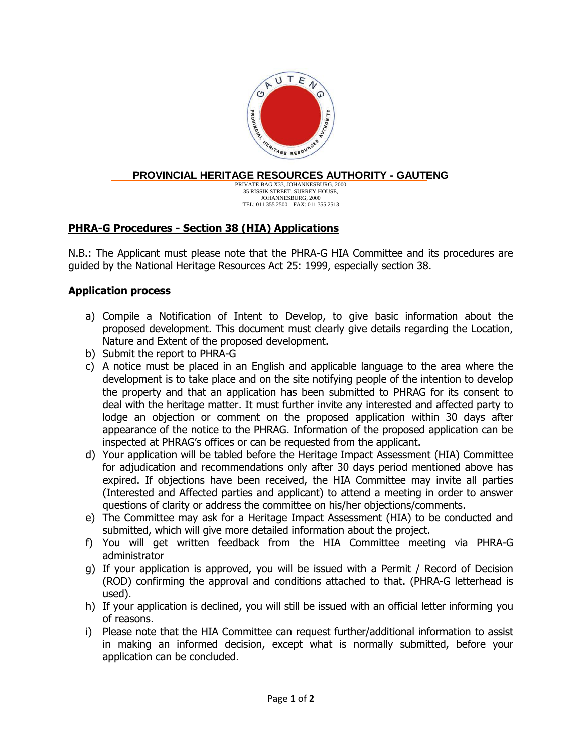**PROVINCIAL HERITAGE RESOURCES AUTHORITY - GAUTENG**

PRIVATE BAG X33, JOHANNESBURG, 2000
35 RISSIK STREET, SURREY HOUSE,
JOHANNESBURG, 2000
TEL: 011 355 2500 – FAX: 011 355 2513

## PHRA-G Procedures - Section 38 (HIA) Applications

N.B.: The Applicant must please note that the PHRA-G HIA Committee and its procedures are guided by the National Heritage Resources Act 25: 1999, especially section 38.

### Application process

a) Compile a Notification of Intent to Develop, to give basic information about the proposed development. This document must clearly give details regarding the Location, Nature and Extent of the proposed development.
b) Submit the report to PHRA-G
c) A notice must be placed in an English and applicable language to the area where the development is to take place and on the site notifying people of the intention to develop the property and that an application has been submitted to PHRAG for its consent to deal with the heritage matter. It must further invite any interested and affected party to lodge an objection or comment on the proposed application within 30 days after appearance of the notice to the PHRAG. Information of the proposed application can be inspected at PHRAG's offices or can be requested from the applicant.
d) Your application will be tabled before the Heritage Impact Assessment (HIA) Committee for adjudication and recommendations only after 30 days period mentioned above has expired. If objections have been received, the HIA Committee may invite all parties (Interested and Affected parties and applicant) to attend a meeting in order to answer questions of clarity or address the committee on his/her objections/comments.
e) The Committee may ask for a Heritage Impact Assessment (HIA) to be conducted and submitted, which will give more detailed information about the project.
f) You will get written feedback from the HIA Committee meeting via PHRA-G administrator
g) If your application is approved, you will be issued with a Permit / Record of Decision (ROD) confirming the approval and conditions attached to that. (PHRA-G letterhead is used).
h) If your application is declined, you will still be issued with an official letter informing you of reasons.
i) Please note that the HIA Committee can request further/additional information to assist in making an informed decision, except what is normally submitted, before your application can be concluded.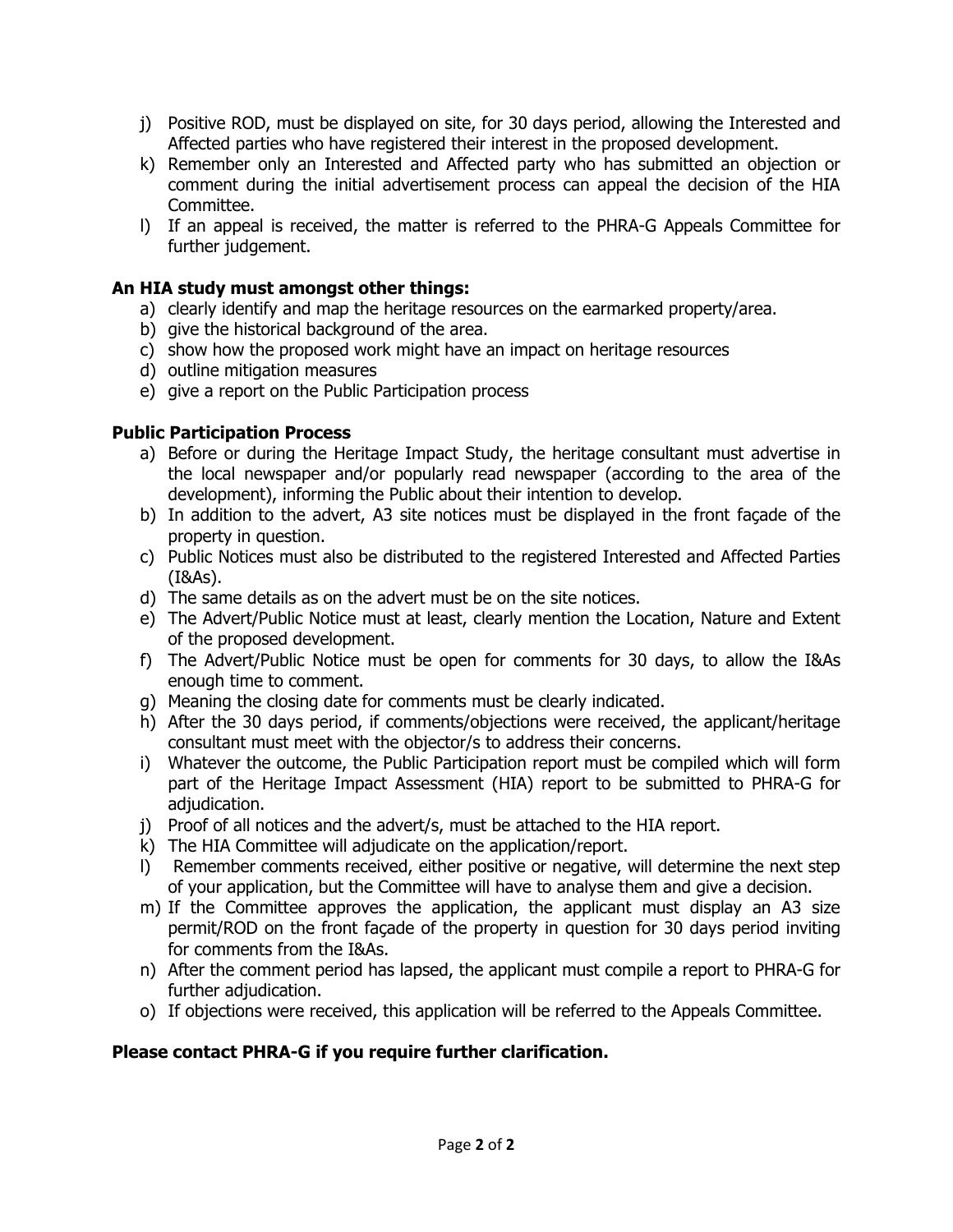j) Positive ROD, must be displayed on site, for 30 days period, allowing the Interested and Affected parties who have registered their interest in the proposed development.
k) Remember only an Interested and Affected party who has submitted an objection or comment during the initial advertisement process can appeal the decision of the HIA Committee.
l) If an appeal is received, the matter is referred to the PHRA-G Appeals Committee for further judgement.

**An HIA study must amongst other things:**

a) clearly identify and map the heritage resources on the earmarked property/area.
b) give the historical background of the area.
c) show how the proposed work might have an impact on heritage resources
d) outline mitigation measures
e) give a report on the Public Participation process

**Public Participation Process**

a) Before or during the Heritage Impact Study, the heritage consultant must advertise in the local newspaper and/or popularly read newspaper (according to the area of the development), informing the Public about their intention to develop.
b) In addition to the advert, A3 site notices must be displayed in the front façade of the property in question.
c) Public Notices must also be distributed to the registered Interested and Affected Parties (I&As).
d) The same details as on the advert must be on the site notices.
e) The Advert/Public Notice must at least, clearly mention the Location, Nature and Extent of the proposed development.
f) The Advert/Public Notice must be open for comments for 30 days, to allow the I&As enough time to comment.
g) Meaning the closing date for comments must be clearly indicated.
h) After the 30 days period, if comments/objections were received, the applicant/heritage consultant must meet with the objector/s to address their concerns.
i) Whatever the outcome, the Public Participation report must be compiled which will form part of the Heritage Impact Assessment (HIA) report to be submitted to PHRA-G for adjudication.
j) Proof of all notices and the advert/s, must be attached to the HIA report.
k) The HIA Committee will adjudicate on the application/report.
l) Remember comments received, either positive or negative, will determine the next step of your application, but the Committee will have to analyse them and give a decision.
m) If the Committee approves the application, the applicant must display an A3 size permit/ROD on the front façade of the property in question for 30 days period inviting for comments from the I&As.
n) After the comment period has lapsed, the applicant must compile a report to PHRA-G for further adjudication.
o) If objections were received, this application will be referred to the Appeals Committee.

**Please contact PHRA-G if you require further clarification.**